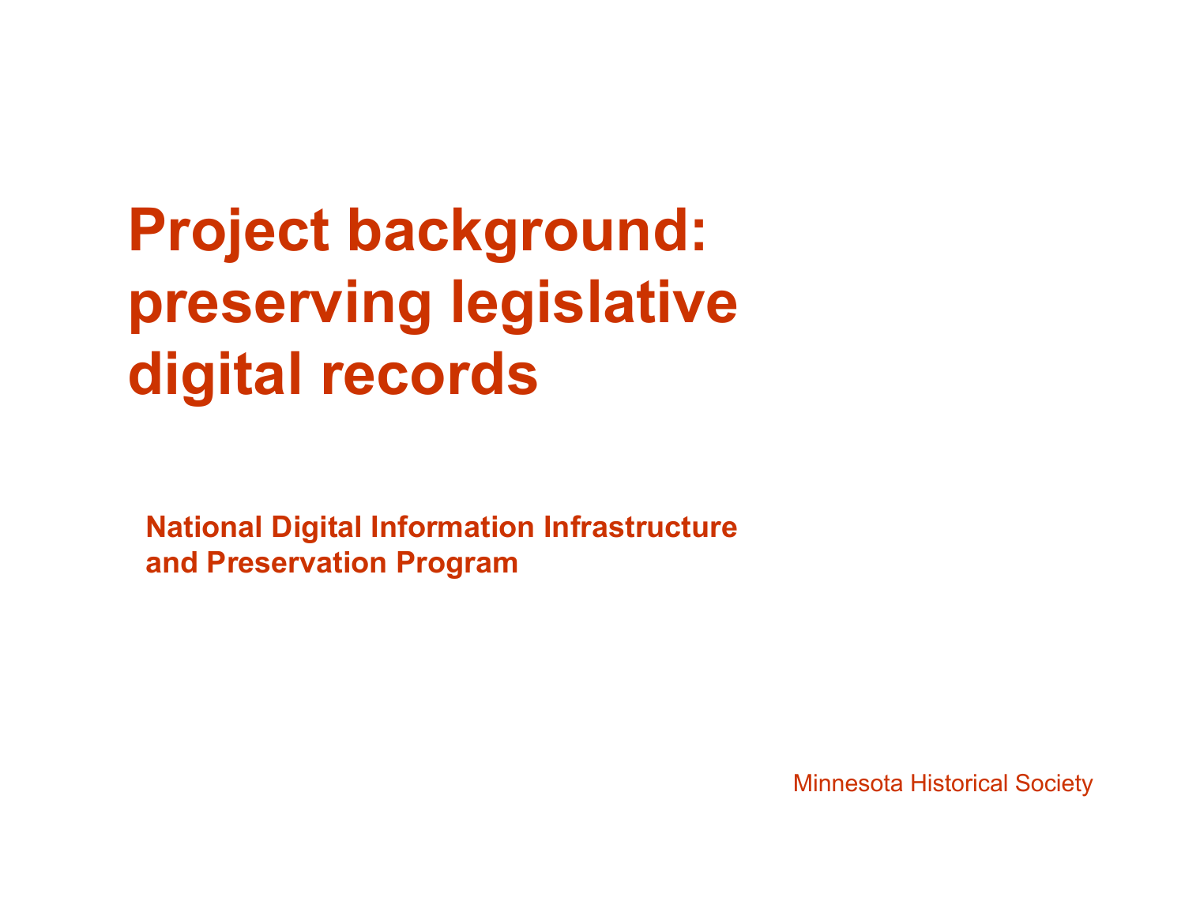# Project background: preserving legislative digital records

**National Digital Information Infrastructure and Preservation Program**

Minnesota Historical Society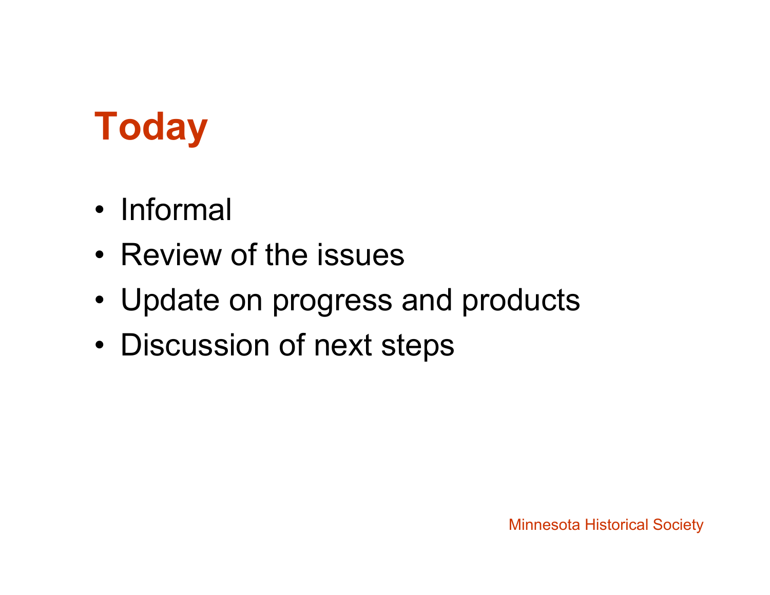# Today

- Informal
- Review of the issues
- Update on progress and products
- Discussion of next steps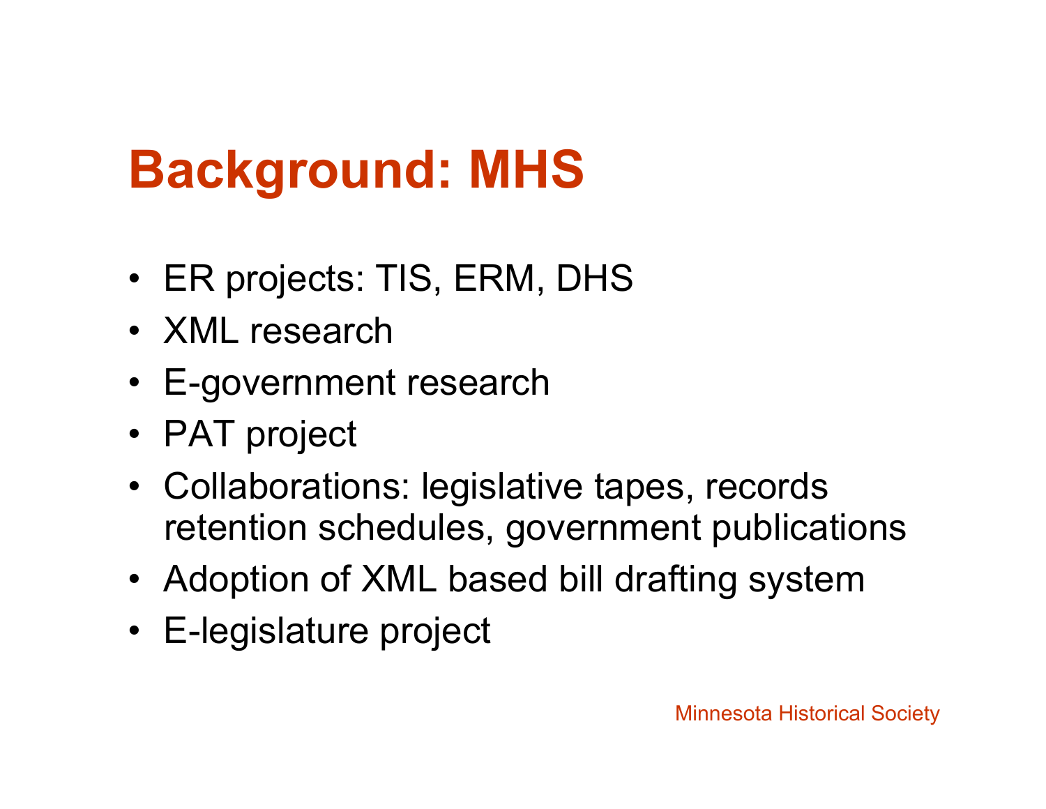# Background: MHS

- ER projects: TIS, ERM, DHS
- XML research
- E-government research
- PAT project
- Collaborations: legislative tapes, records retention schedules, government publications
- Adoption of XML based bill drafting system
- E-legislature project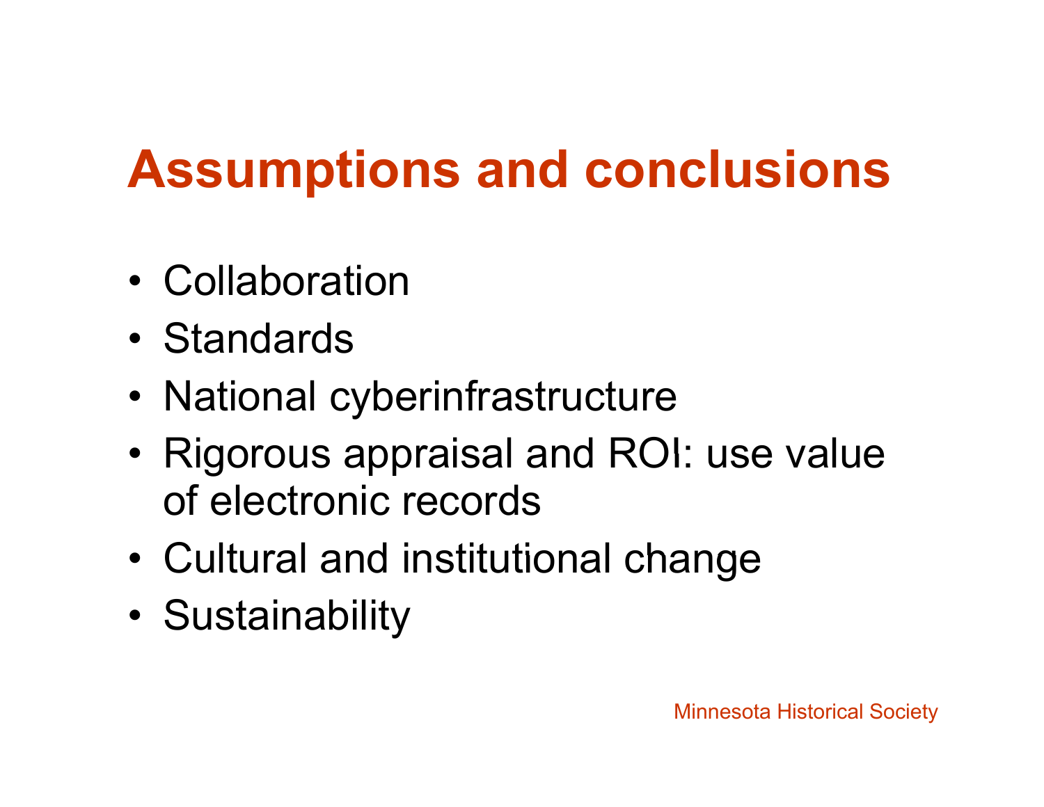# Assumptions and conclusions

- Collaboration
- Standards
- National cyberinfrastructure
- Rigorous appraisal and ROI: use value of electronic records
- Cultural and institutional change
- Sustainability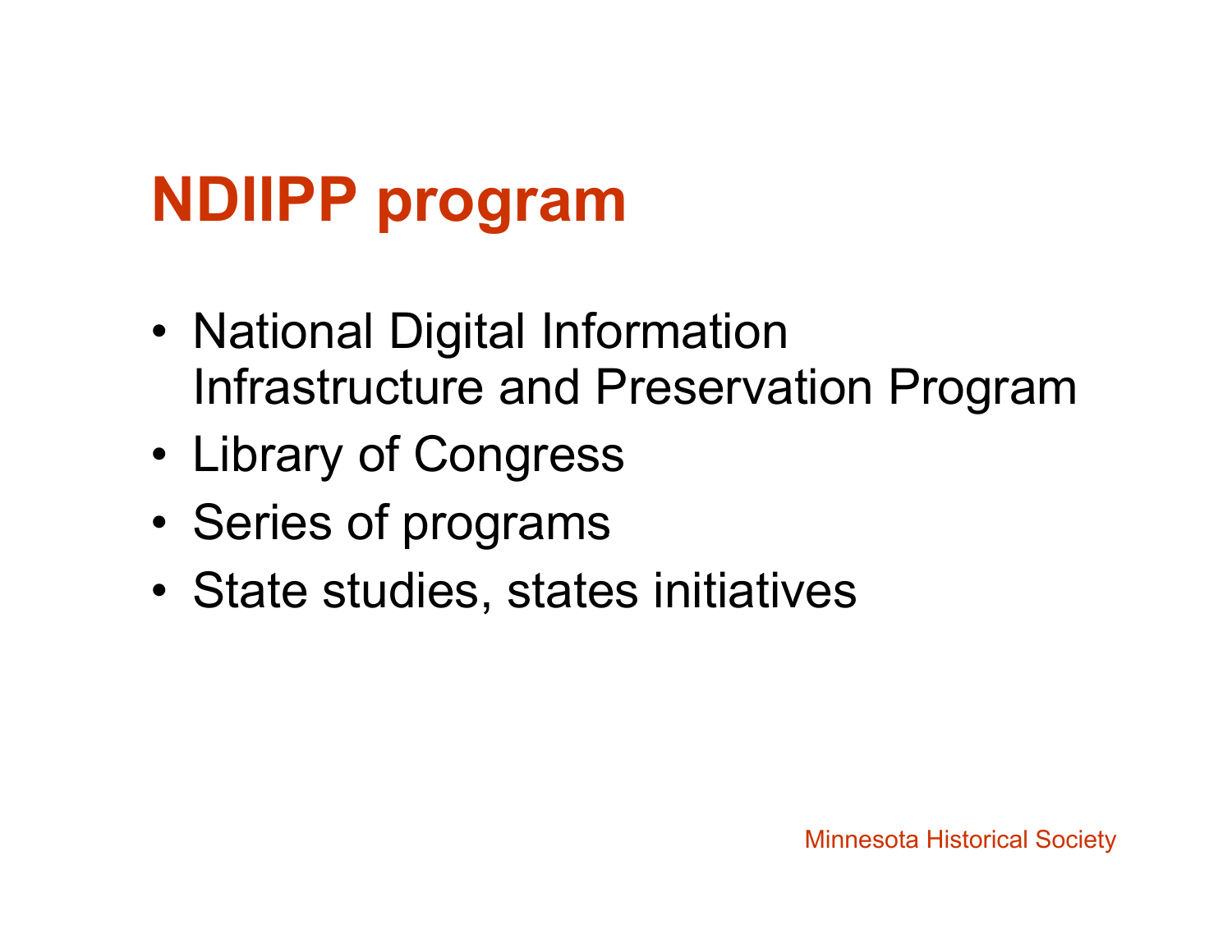# NDIIPP program

- National Digital Information Infrastructure and Preservation Program
- Library of Congress
- Series of programs
- State studies, states initiatives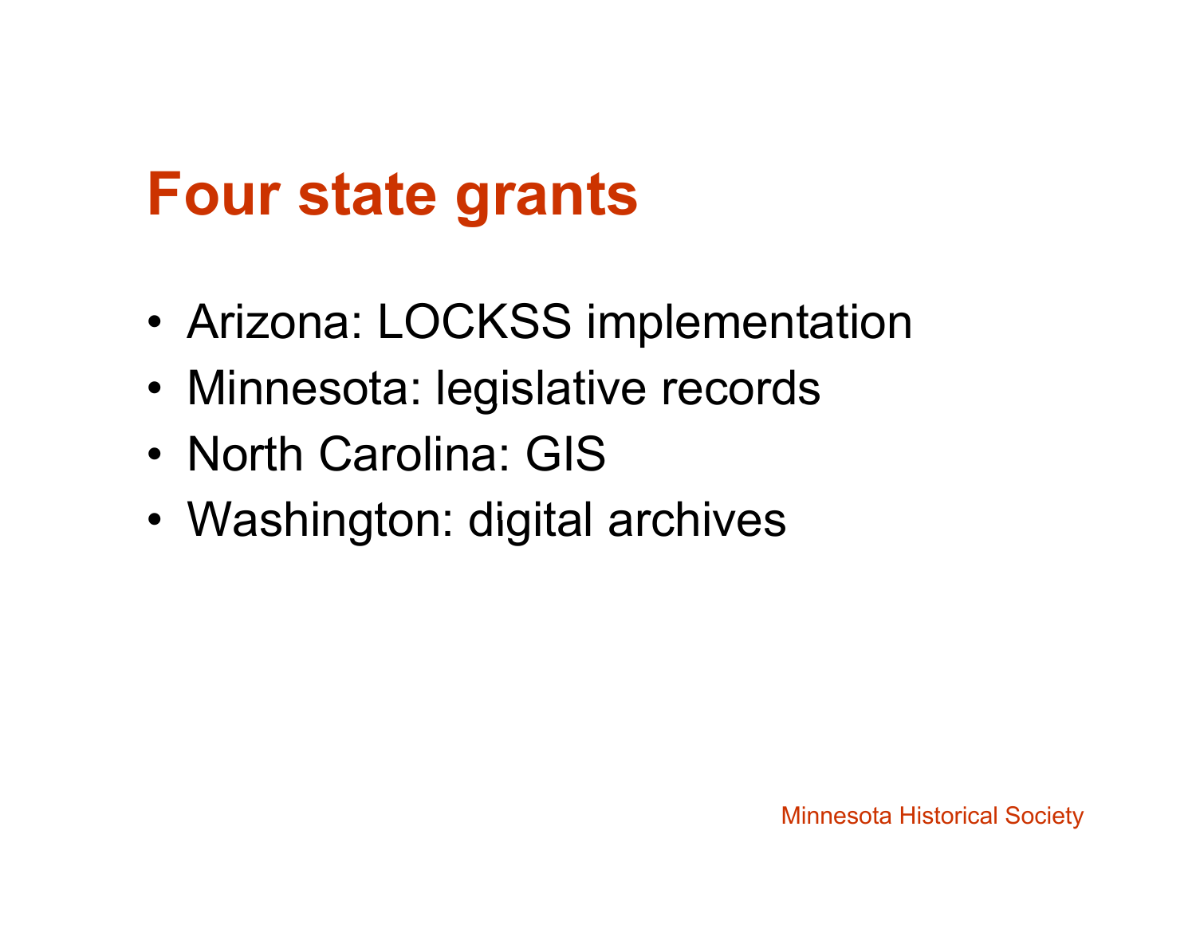# Four state grants

- Arizona: LOCKSS implementation
- Minnesota: legislative records
- North Carolina: GIS
- Washington: digital archives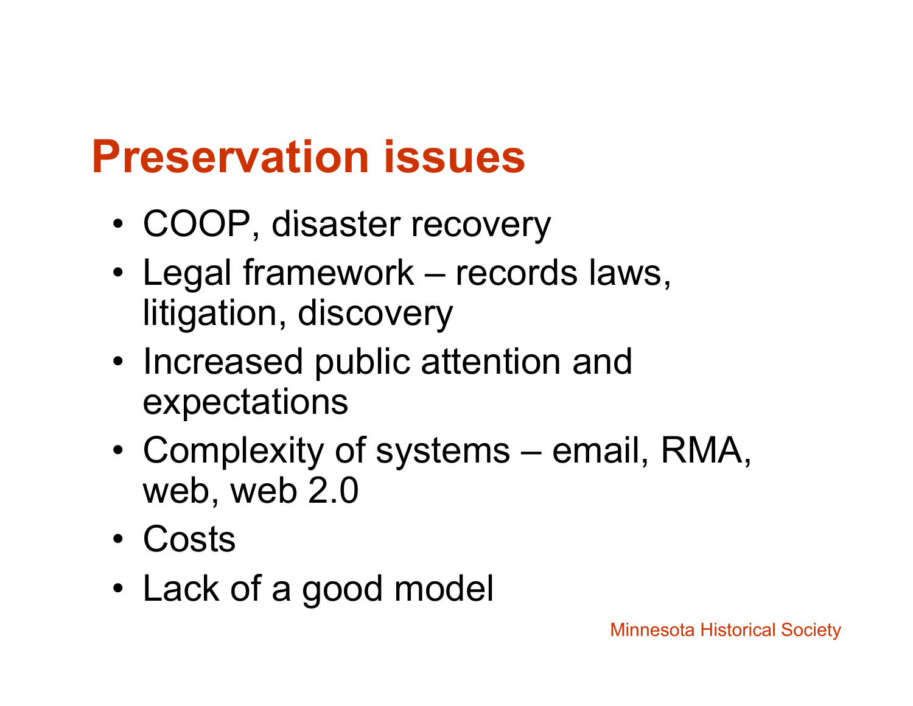# Preservation issues

- COOP, disaster recovery
- Legal framework – records laws, litigation, discovery
- Increased public attention and expectations
- Complexity of systems – email, RMA, web, web 2.0
- Costs
- Lack of a good model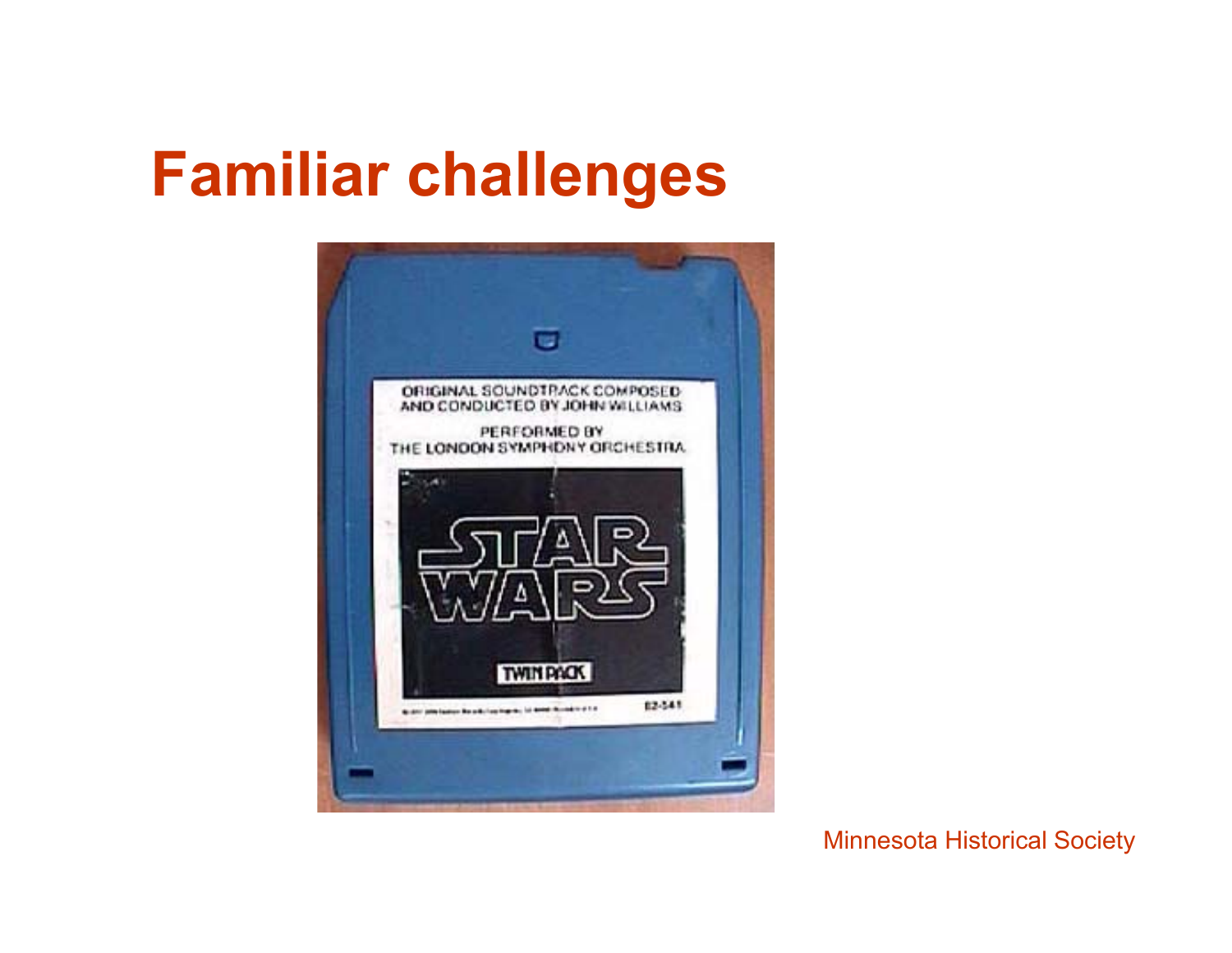# Familiar challenges

Minnesota Historical Society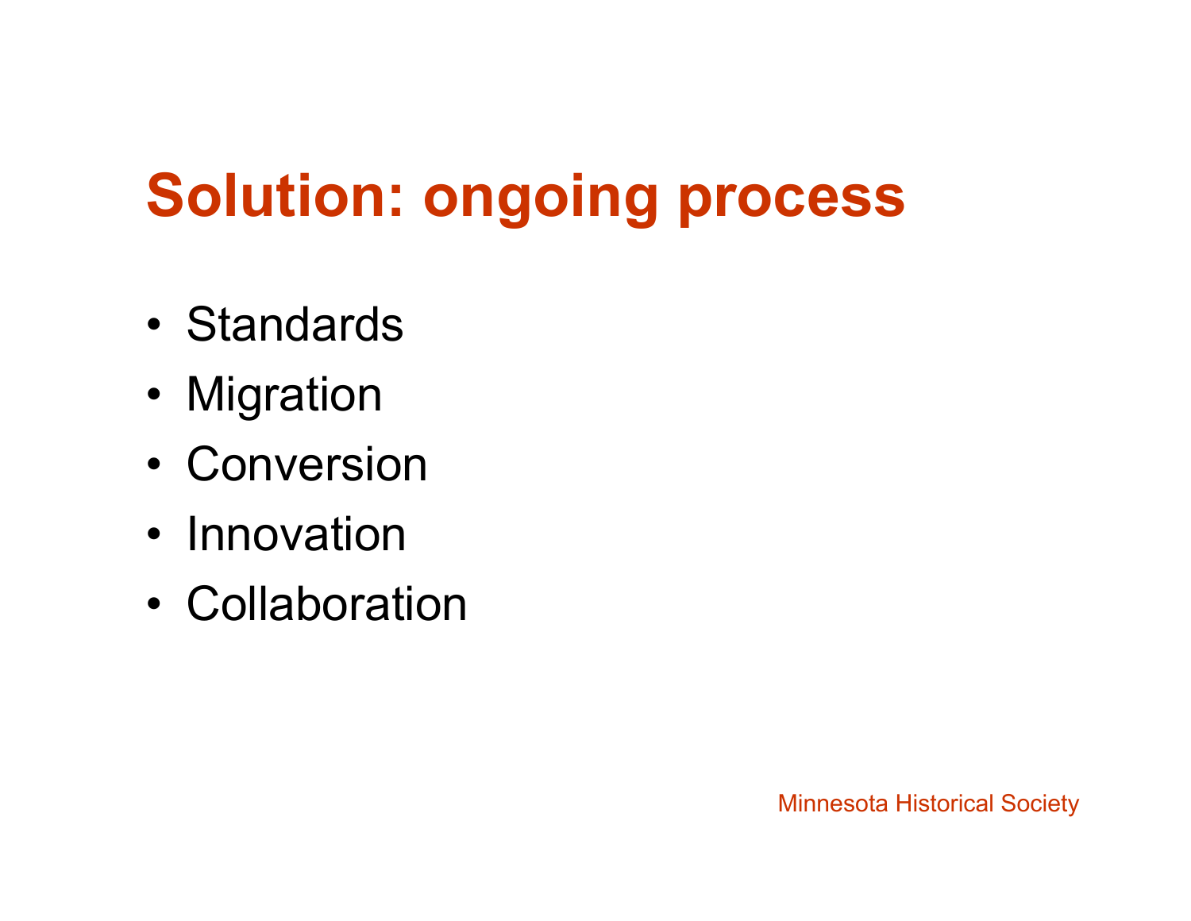# Solution: ongoing process

- Standards
- Migration
- Conversion
- Innovation
- Collaboration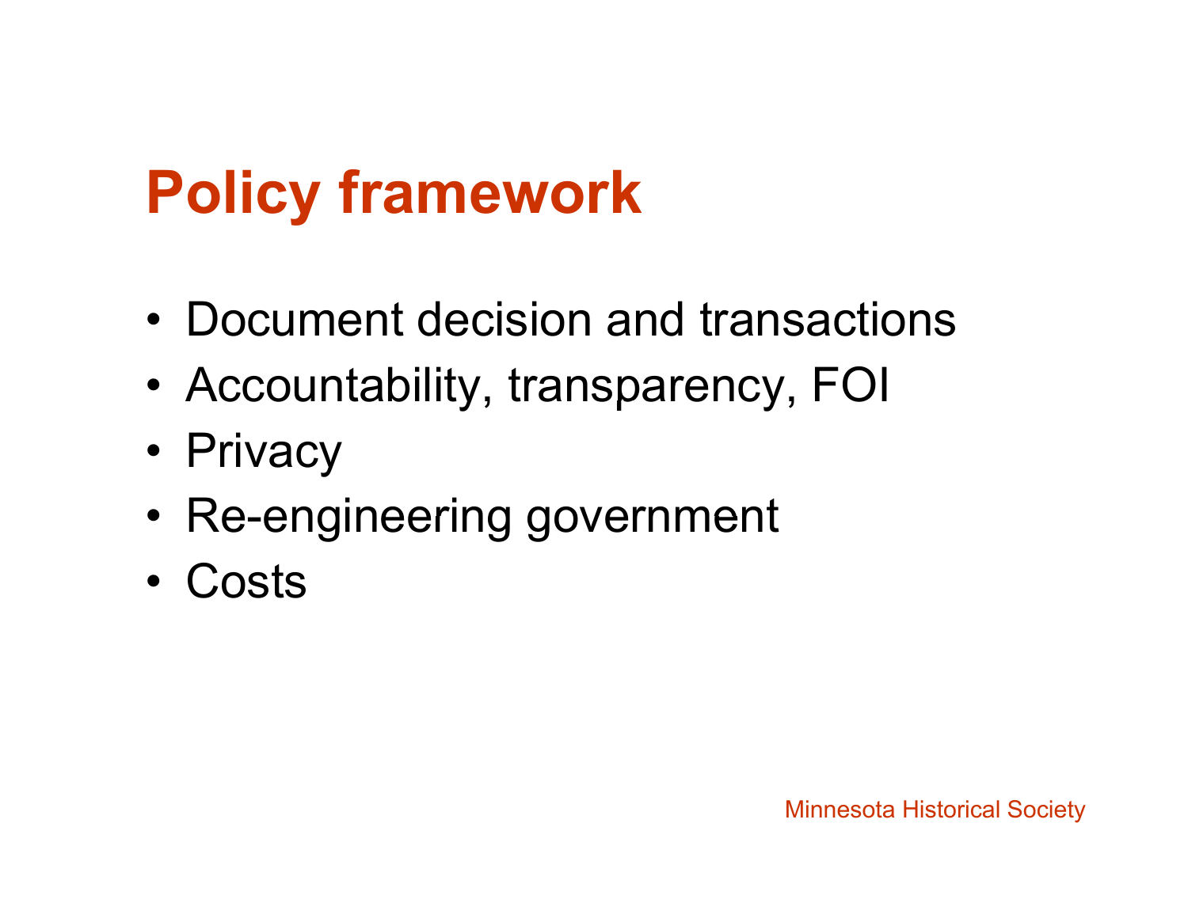# Policy framework

- Document decision and transactions
- Accountability, transparency, FOI
- Privacy
- Re-engineering government
- Costs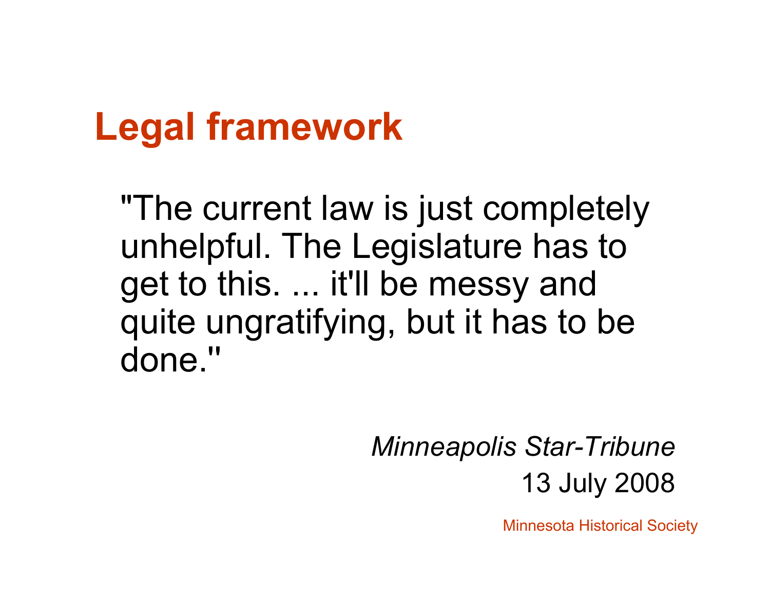# Legal framework

> "The current law is just completely unhelpful. The Legislature has to get to this. ... it'll be messy and quite ungratifying, but it has to be done."

*Minneapolis Star-Tribune*
13 July 2008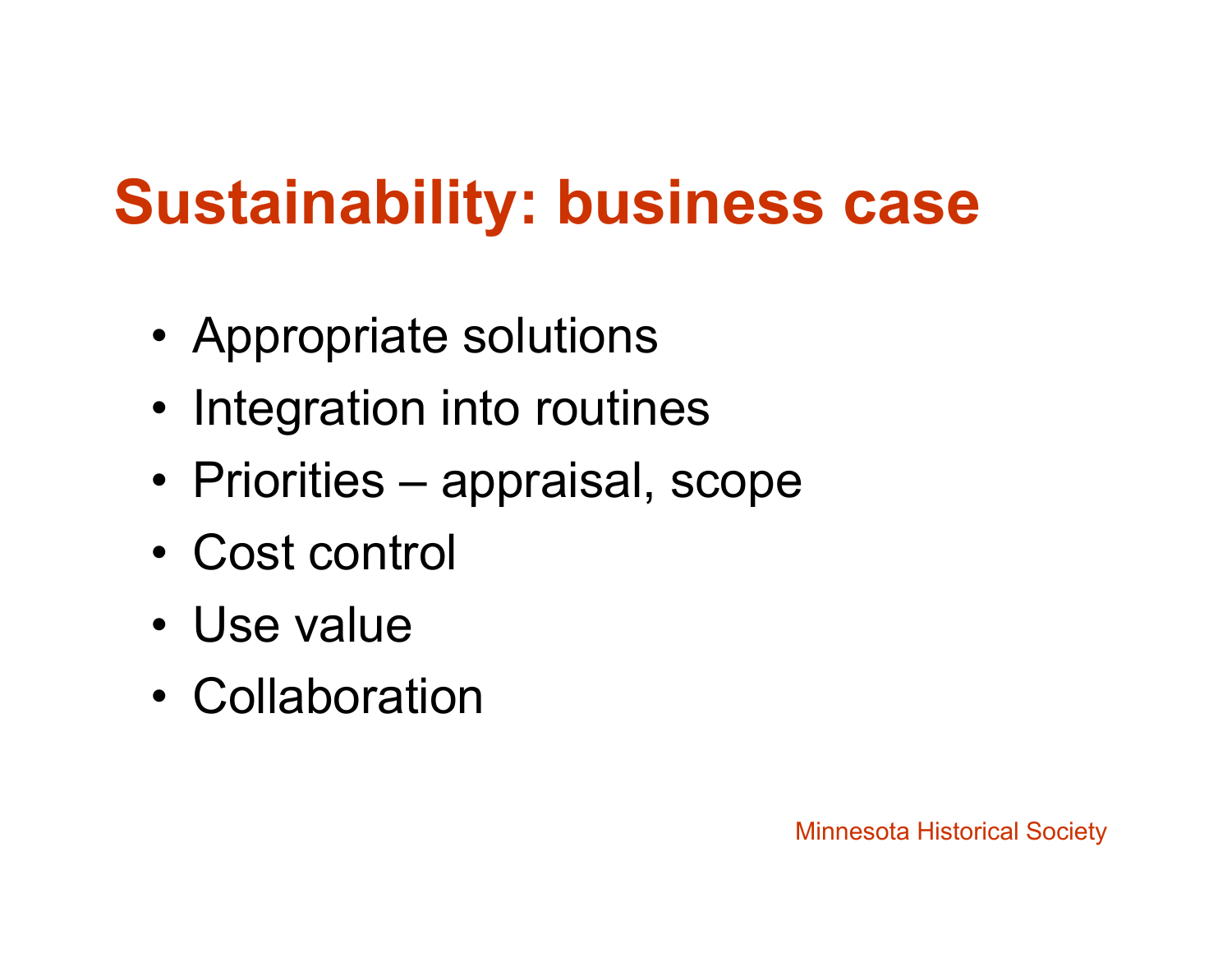# Sustainability: business case

- Appropriate solutions
- Integration into routines
- Priorities – appraisal, scope
- Cost control
- Use value
- Collaboration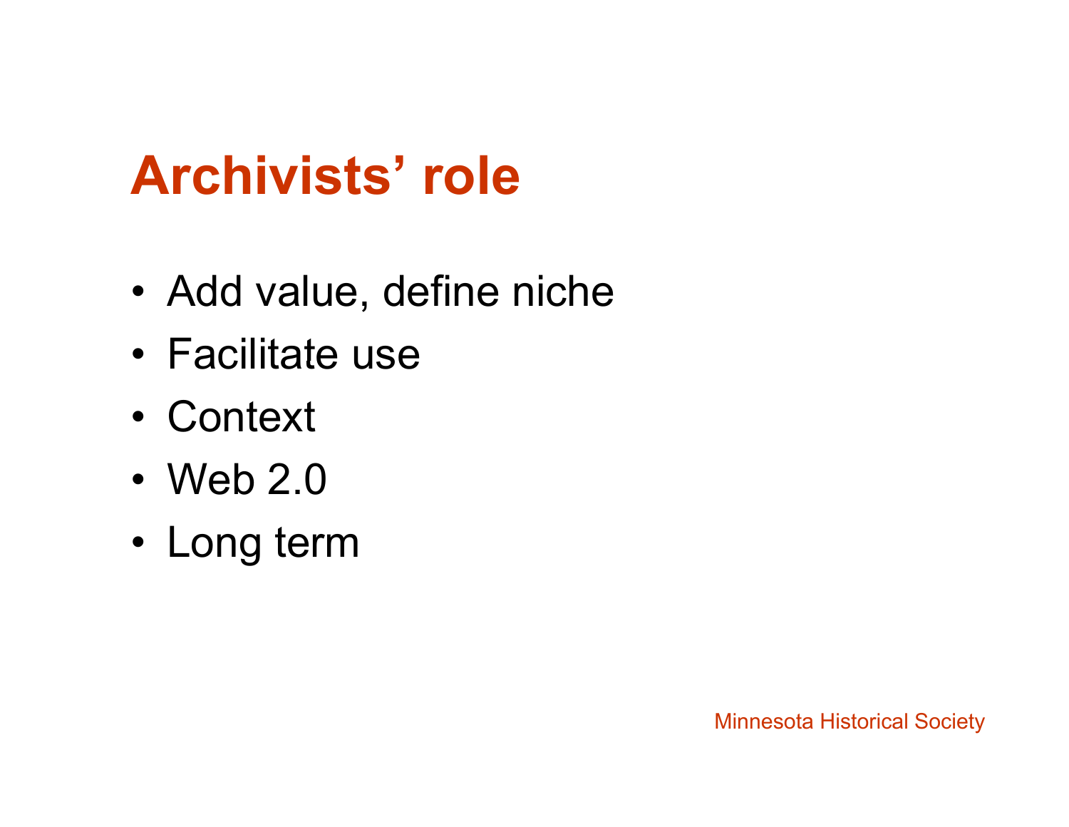# Archivists' role

- Add value, define niche
- Facilitate use
- Context
- Web 2.0
- Long term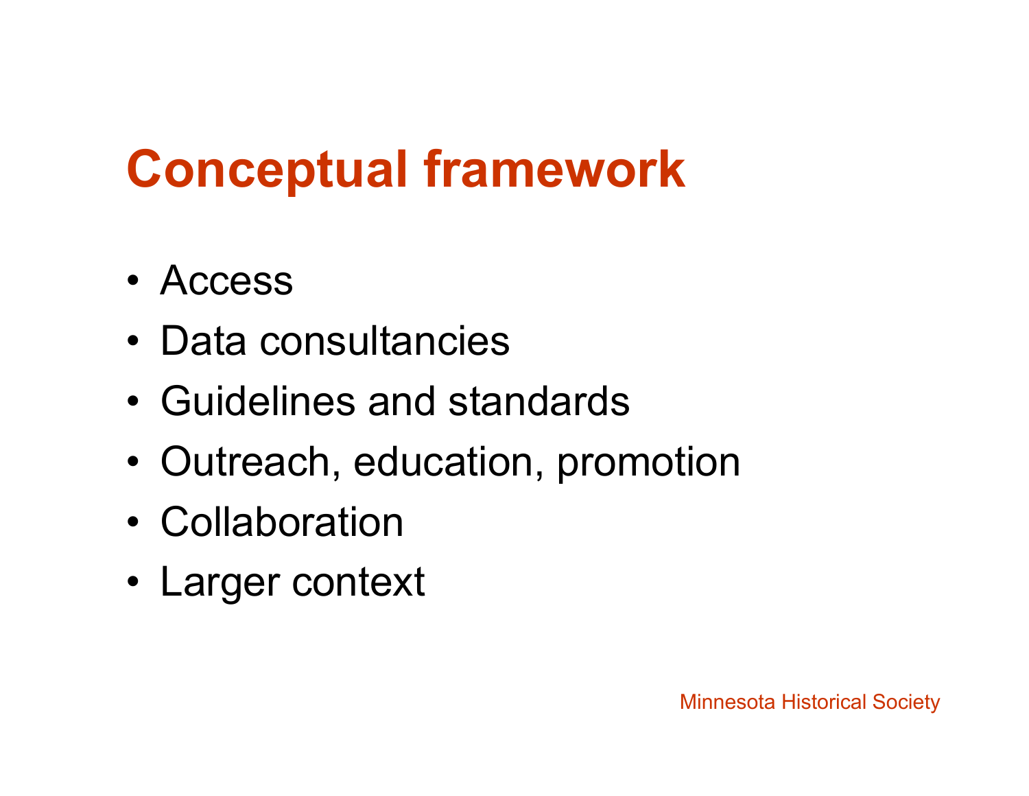# Conceptual framework

- Access
- Data consultancies
- Guidelines and standards
- Outreach, education, promotion
- Collaboration
- Larger context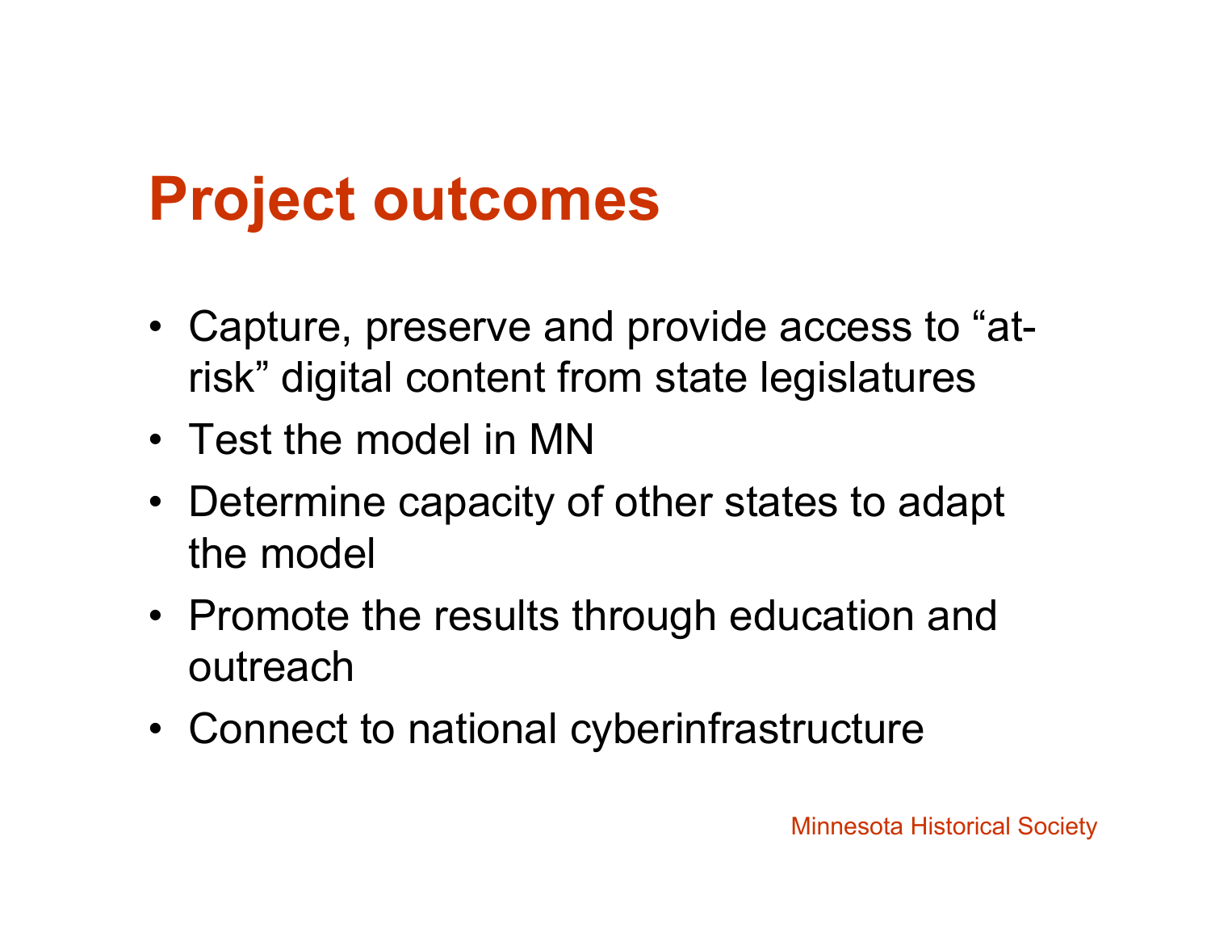# Project outcomes

- Capture, preserve and provide access to "at-risk" digital content from state legislatures
- Test the model in MN
- Determine capacity of other states to adapt the model
- Promote the results through education and outreach
- Connect to national cyberinfrastructure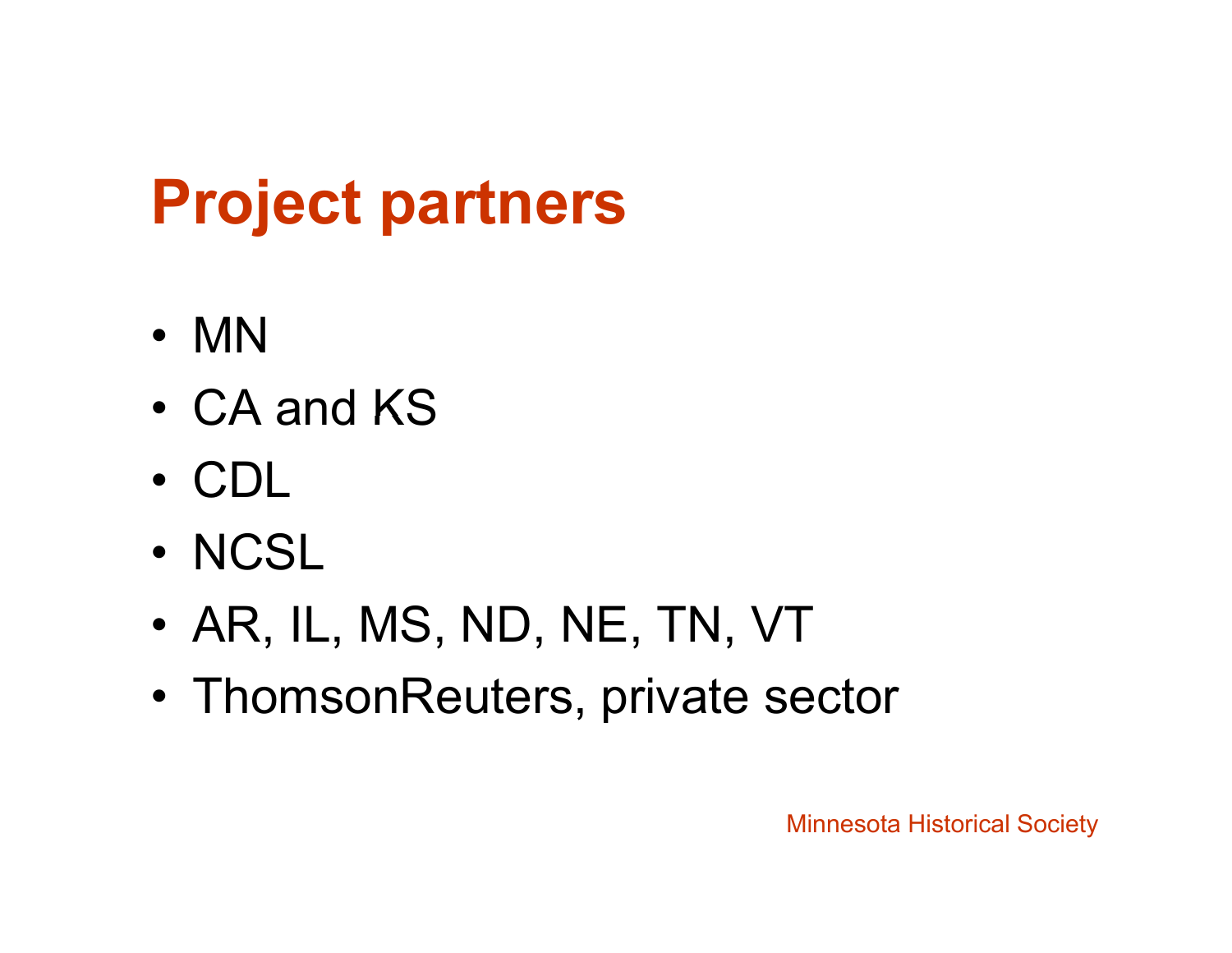# Project partners

- MN
- CA and KS
- CDL
- NCSL
- AR, IL, MS, ND, NE, TN, VT
- ThomsonReuters, private sector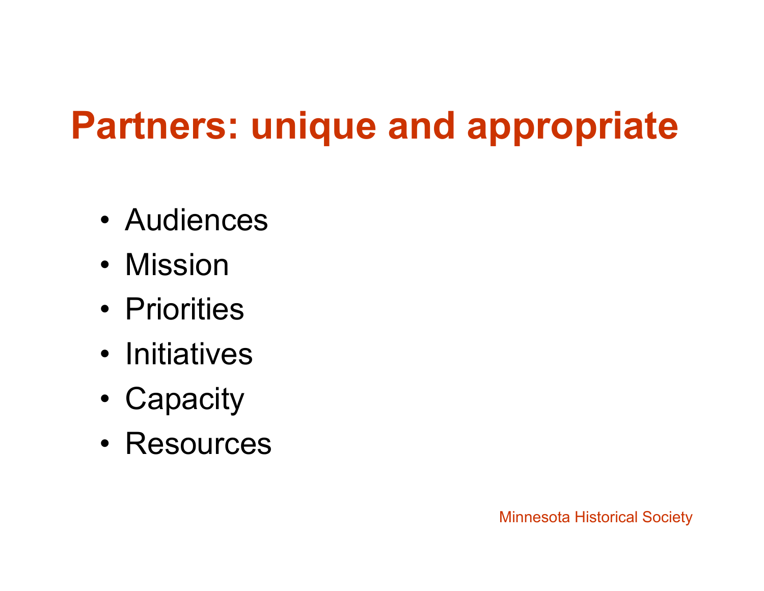# Partners: unique and appropriate

- Audiences
- Mission
- Priorities
- Initiatives
- Capacity
- Resources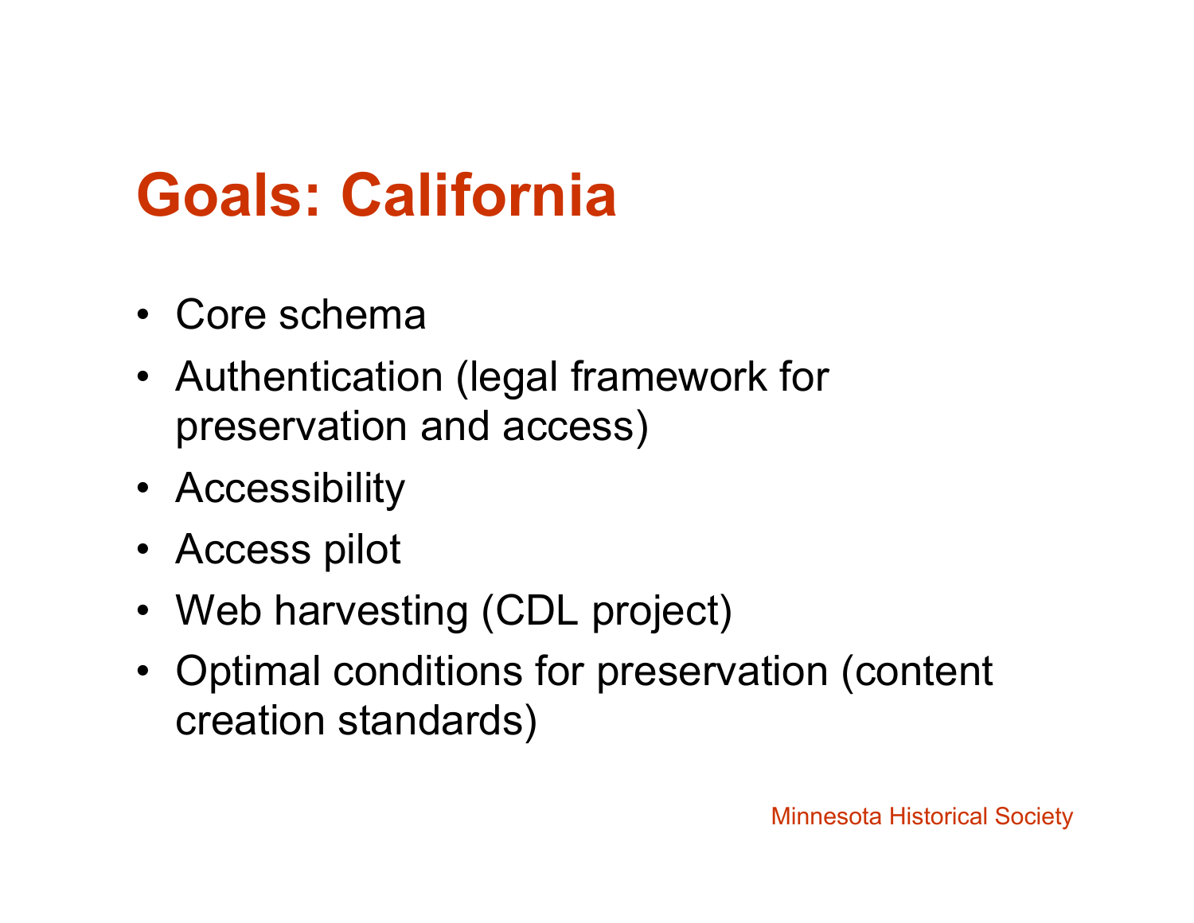# Goals: California

- Core schema
- Authentication (legal framework for preservation and access)
- Accessibility
- Access pilot
- Web harvesting (CDL project)
- Optimal conditions for preservation (content creation standards)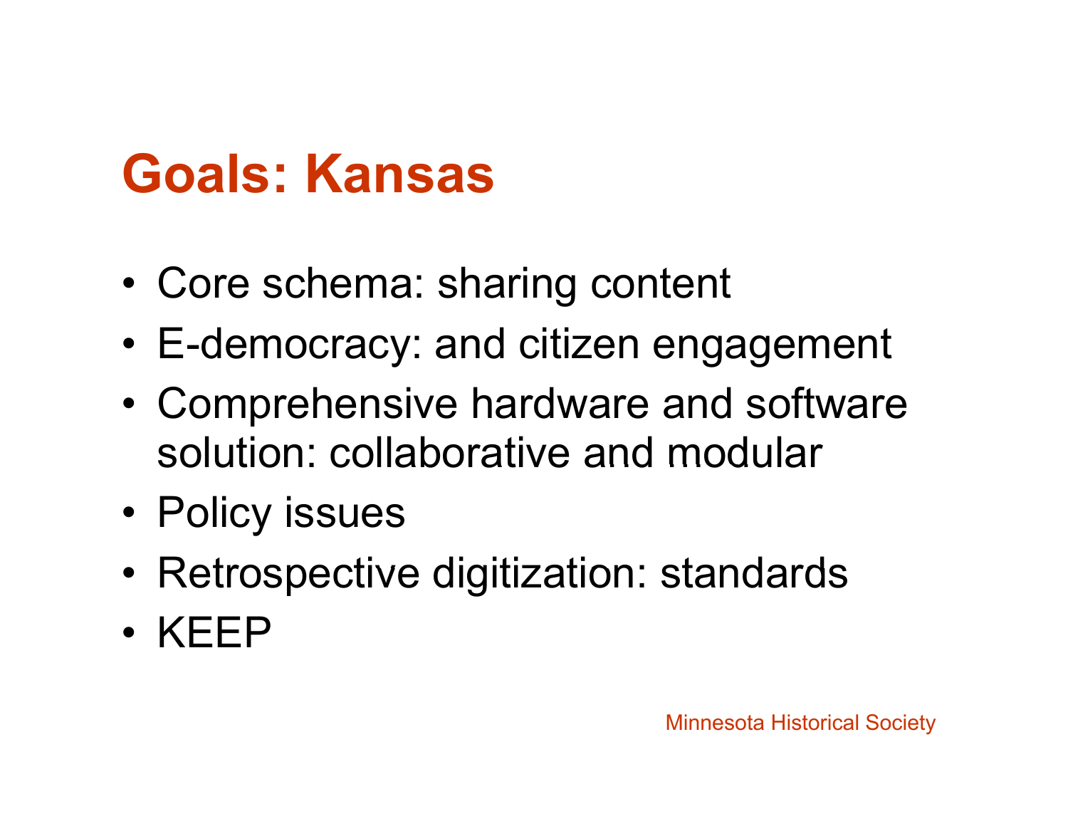# Goals: Kansas

- Core schema: sharing content
- E-democracy: and citizen engagement
- Comprehensive hardware and software solution: collaborative and modular
- Policy issues
- Retrospective digitization: standards
- KEEP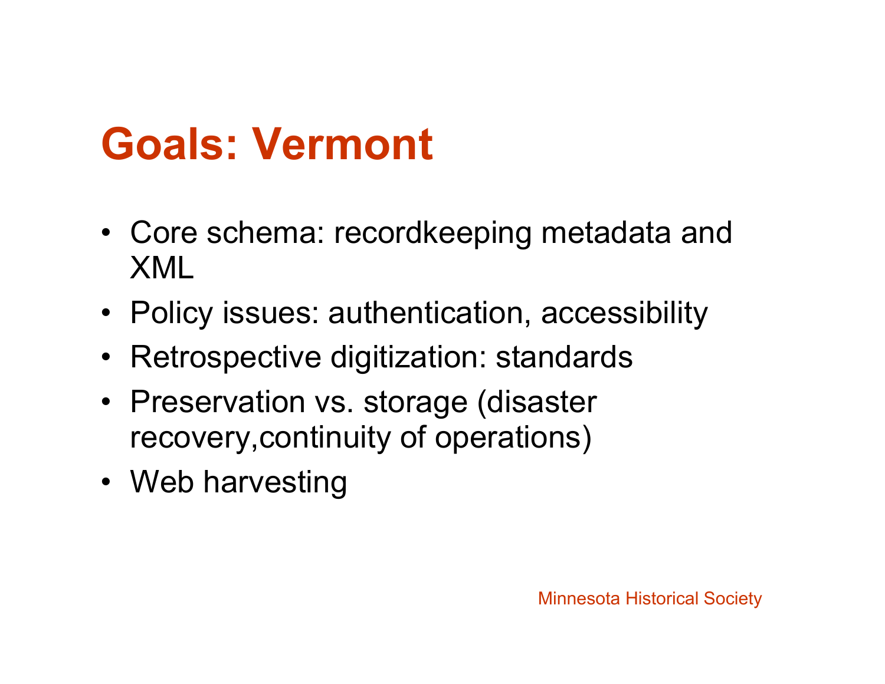# Goals: Vermont

- Core schema: recordkeeping metadata and XML
- Policy issues: authentication, accessibility
- Retrospective digitization: standards
- Preservation vs. storage (disaster recovery,continuity of operations)
- Web harvesting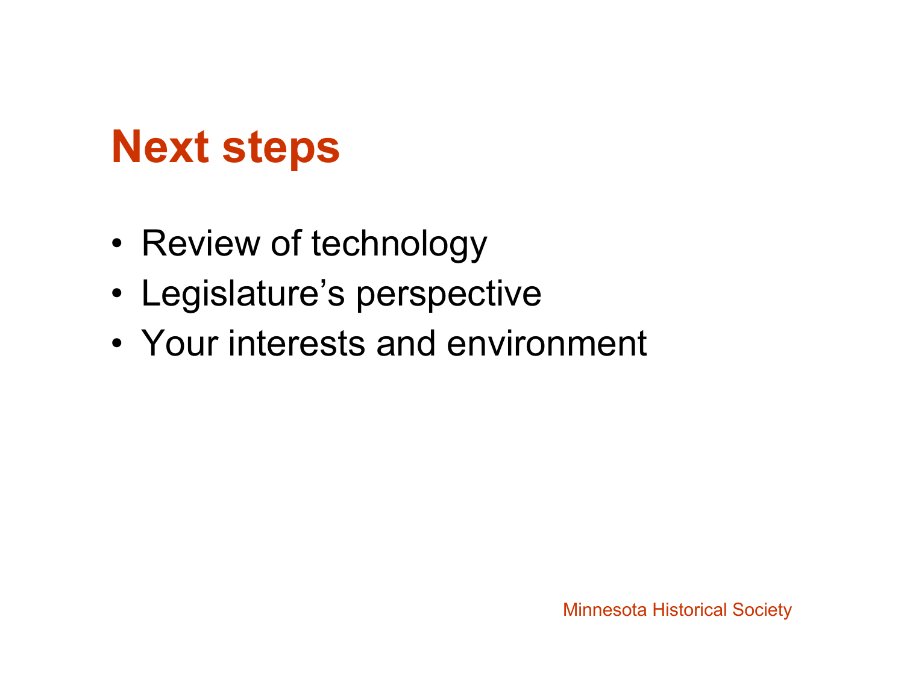# Next steps

- Review of technology
- Legislature's perspective
- Your interests and environment